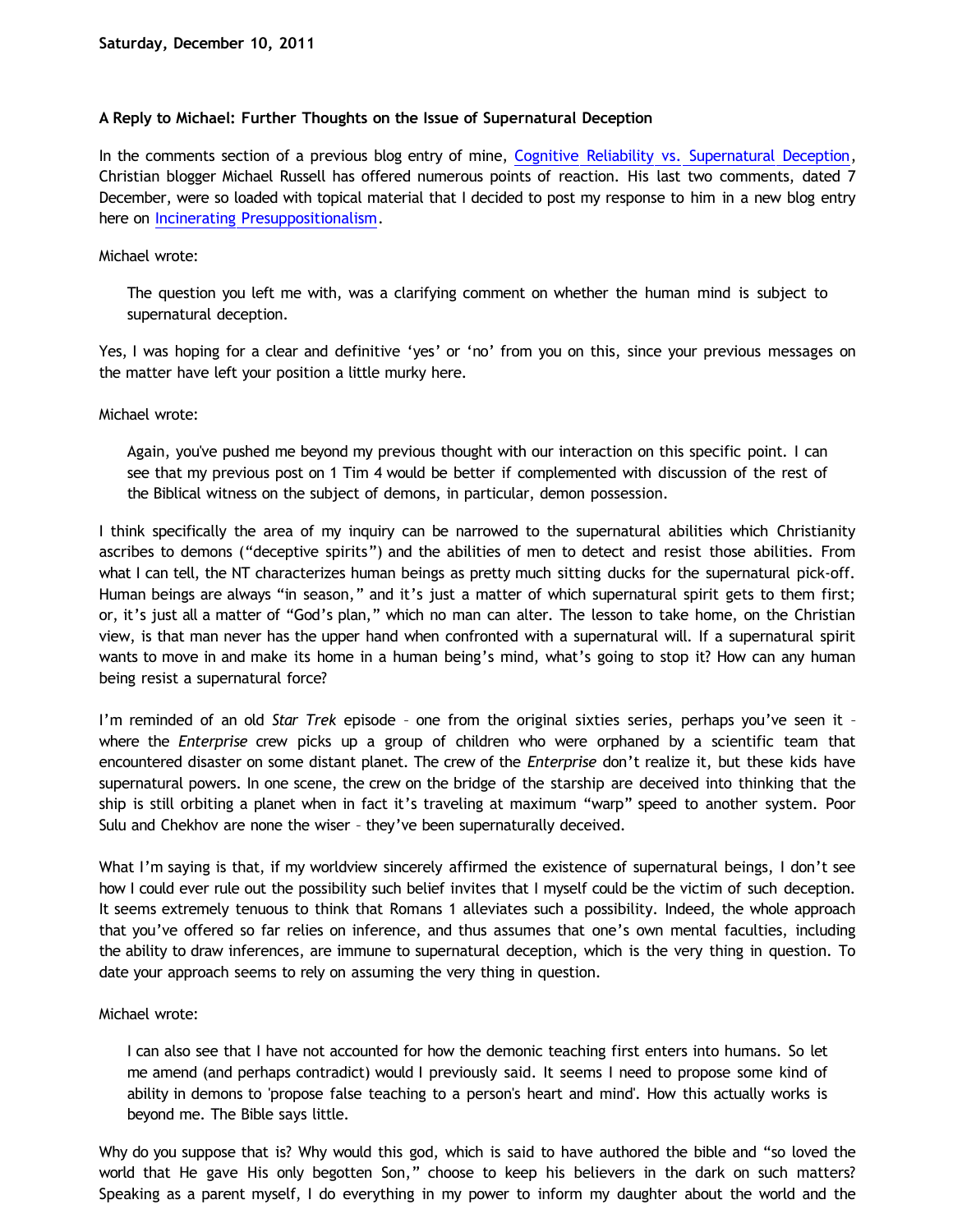**Saturday, December 10, 2011**

**A Reply to Michael: Further Thoughts on the Issue of Supernatural Deception**

In the comments section of a previous blog entry of mine, Cognitive Reliability vs. Supernatural Deception, Christian blogger Michael Russell has offered numerous points of reaction. His last two comments, dated 7 December, were so loaded with topical material that I decided to post my response to him in a new blog entry here on Incinerating Presuppositionalism.

Michael wrote:

> The question you left me with, was a clarifying comment on whether the human mind is subject to supernatural deception.

Yes, I was hoping for a clear and definitive 'yes' or 'no' from you on this, since your previous messages on the matter have left your position a little murky here.

Michael wrote:

> Again, you've pushed me beyond my previous thought with our interaction on this specific point. I can see that my previous post on 1 Tim 4 would be better if complemented with discussion of the rest of the Biblical witness on the subject of demons, in particular, demon possession.

I think specifically the area of my inquiry can be narrowed to the supernatural abilities which Christianity ascribes to demons ("deceptive spirits") and the abilities of men to detect and resist those abilities. From what I can tell, the NT characterizes human beings as pretty much sitting ducks for the supernatural pick-off. Human beings are always "in season," and it's just a matter of which supernatural spirit gets to them first; or, it's just all a matter of "God's plan," which no man can alter. The lesson to take home, on the Christian view, is that man never has the upper hand when confronted with a supernatural will. If a supernatural spirit wants to move in and make its home in a human being's mind, what's going to stop it? How can any human being resist a supernatural force?

I'm reminded of an old *Star Trek* episode – one from the original sixties series, perhaps you've seen it – where the *Enterprise* crew picks up a group of children who were orphaned by a scientific team that encountered disaster on some distant planet. The crew of the *Enterprise* don't realize it, but these kids have supernatural powers. In one scene, the crew on the bridge of the starship are deceived into thinking that the ship is still orbiting a planet when in fact it's traveling at maximum "warp" speed to another system. Poor Sulu and Chekhov are none the wiser – they've been supernaturally deceived.

What I'm saying is that, if my worldview sincerely affirmed the existence of supernatural beings, I don't see how I could ever rule out the possibility such belief invites that I myself could be the victim of such deception. It seems extremely tenuous to think that Romans 1 alleviates such a possibility. Indeed, the whole approach that you've offered so far relies on inference, and thus assumes that one's own mental faculties, including the ability to draw inferences, are immune to supernatural deception, which is the very thing in question. To date your approach seems to rely on assuming the very thing in question.

Michael wrote:

> I can also see that I have not accounted for how the demonic teaching first enters into humans. So let me amend (and perhaps contradict) would I previously said. It seems I need to propose some kind of ability in demons to 'propose false teaching to a person's heart and mind'. How this actually works is beyond me. The Bible says little.

Why do you suppose that is? Why would this god, which is said to have authored the bible and "so loved the world that He gave His only begotten Son," choose to keep his believers in the dark on such matters? Speaking as a parent myself, I do everything in my power to inform my daughter about the world and the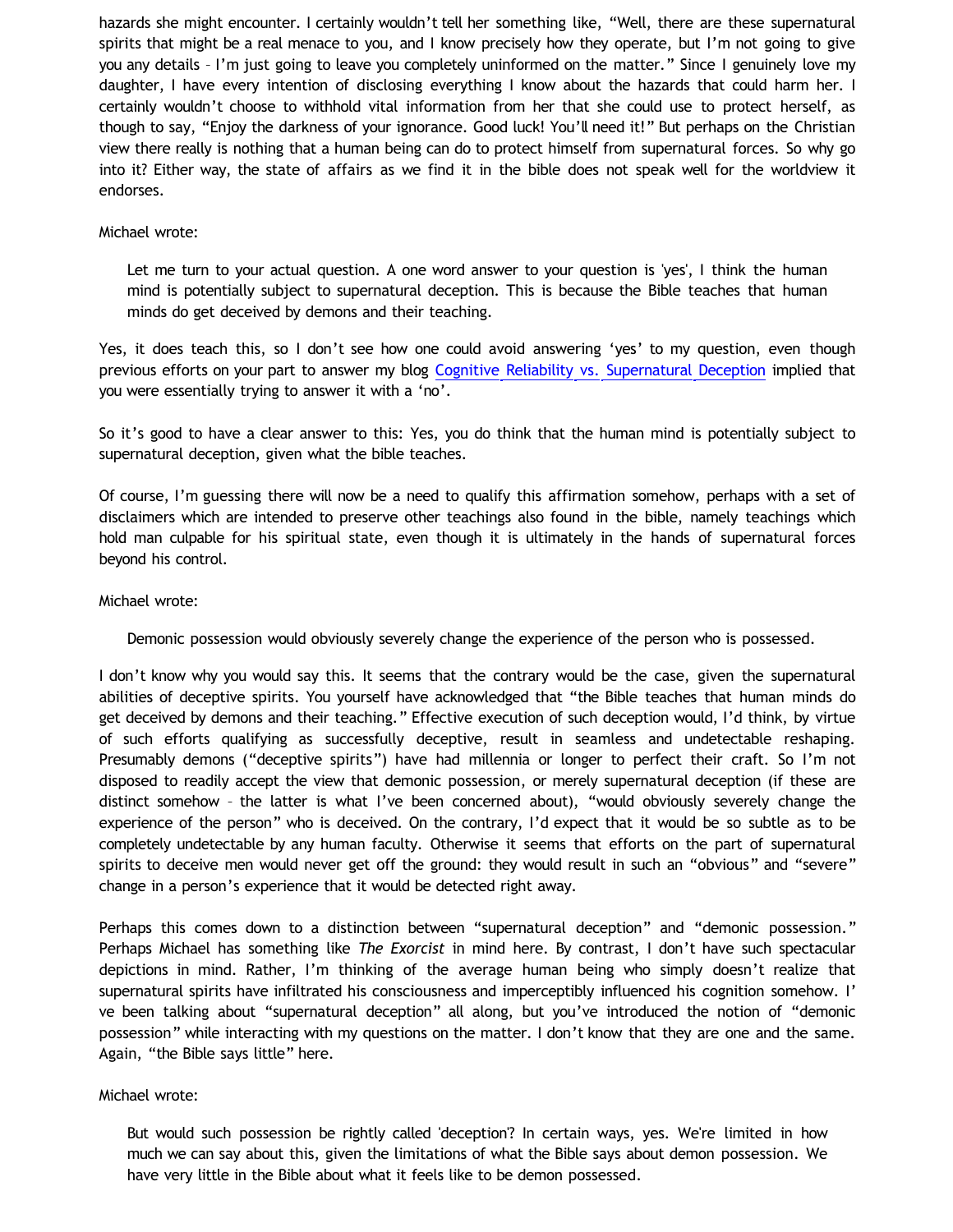hazards she might encounter. I certainly wouldn't tell her something like, "Well, there are these supernatural spirits that might be a real menace to you, and I know precisely how they operate, but I'm not going to give you any details – I'm just going to leave you completely uninformed on the matter." Since I genuinely love my daughter, I have every intention of disclosing everything I know about the hazards that could harm her. I certainly wouldn't choose to withhold vital information from her that she could use to protect herself, as though to say, "Enjoy the darkness of your ignorance. Good luck! You'll need it!" But perhaps on the Christian view there really is nothing that a human being can do to protect himself from supernatural forces. So why go into it? Either way, the state of affairs as we find it in the bible does not speak well for the worldview it endorses.

Michael wrote:

> Let me turn to your actual question. A one word answer to your question is 'yes', I think the human mind is potentially subject to supernatural deception. This is because the Bible teaches that human minds do get deceived by demons and their teaching.

Yes, it does teach this, so I don't see how one could avoid answering 'yes' to my question, even though previous efforts on your part to answer my blog Cognitive Reliability vs. Supernatural Deception implied that you were essentially trying to answer it with a 'no'.

So it's good to have a clear answer to this: Yes, you do think that the human mind is potentially subject to supernatural deception, given what the bible teaches.

Of course, I'm guessing there will now be a need to qualify this affirmation somehow, perhaps with a set of disclaimers which are intended to preserve other teachings also found in the bible, namely teachings which hold man culpable for his spiritual state, even though it is ultimately in the hands of supernatural forces beyond his control.

Michael wrote:

> Demonic possession would obviously severely change the experience of the person who is possessed.

I don't know why you would say this. It seems that the contrary would be the case, given the supernatural abilities of deceptive spirits. You yourself have acknowledged that "the Bible teaches that human minds do get deceived by demons and their teaching." Effective execution of such deception would, I'd think, by virtue of such efforts qualifying as successfully deceptive, result in seamless and undetectable reshaping. Presumably demons ("deceptive spirits") have had millennia or longer to perfect their craft. So I'm not disposed to readily accept the view that demonic possession, or merely supernatural deception (if these are distinct somehow – the latter is what I've been concerned about), "would obviously severely change the experience of the person" who is deceived. On the contrary, I'd expect that it would be so subtle as to be completely undetectable by any human faculty. Otherwise it seems that efforts on the part of supernatural spirits to deceive men would never get off the ground: they would result in such an "obvious" and "severe" change in a person's experience that it would be detected right away.

Perhaps this comes down to a distinction between "supernatural deception" and "demonic possession." Perhaps Michael has something like *The Exorcist* in mind here. By contrast, I don't have such spectacular depictions in mind. Rather, I'm thinking of the average human being who simply doesn't realize that supernatural spirits have infiltrated his consciousness and imperceptibly influenced his cognition somehow. I've been talking about "supernatural deception" all along, but you've introduced the notion of "demonic possession" while interacting with my questions on the matter. I don't know that they are one and the same. Again, "the Bible says little" here.

Michael wrote:

> But would such possession be rightly called 'deception'? In certain ways, yes. We're limited in how much we can say about this, given the limitations of what the Bible says about demon possession. We have very little in the Bible about what it feels like to be demon possessed.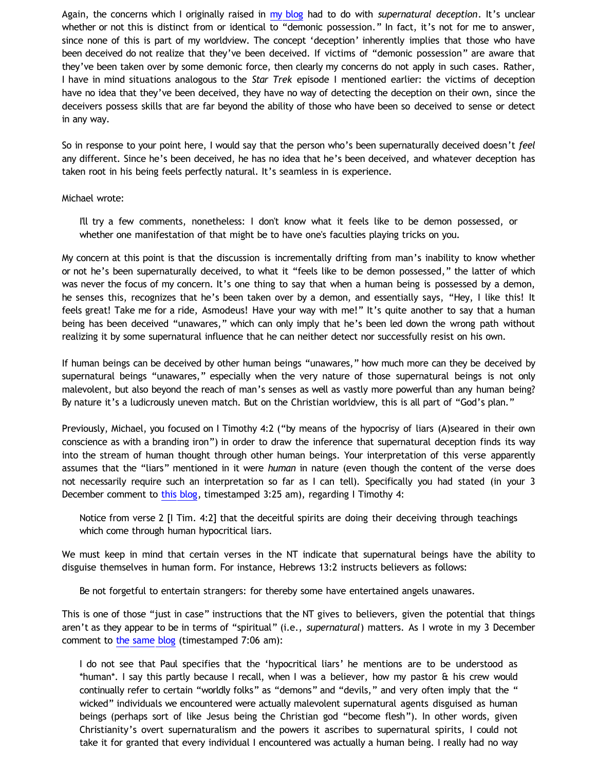Again, the concerns which I originally raised in my blog had to do with *supernatural deception*. It's unclear whether or not this is distinct from or identical to "demonic possession." In fact, it's not for me to answer, since none of this is part of my worldview. The concept 'deception' inherently implies that those who have been deceived do not realize that they've been deceived. If victims of "demonic possession" are aware that they've been taken over by some demonic force, then clearly my concerns do not apply in such cases. Rather, I have in mind situations analogous to the *Star Trek* episode I mentioned earlier: the victims of deception have no idea that they've been deceived, they have no way of detecting the deception on their own, since the deceivers possess skills that are far beyond the ability of those who have been so deceived to sense or detect in any way.

So in response to your point here, I would say that the person who's been supernaturally deceived doesn't *feel* any different. Since he's been deceived, he has no idea that he's been deceived, and whatever deception has taken root in his being feels perfectly natural. It's seamless in is experience.

Michael wrote:

> I'll try a few comments, nonetheless: I don't know what it feels like to be demon possessed, or whether one manifestation of that might be to have one's faculties playing tricks on you.

My concern at this point is that the discussion is incrementally drifting from man's inability to know whether or not he's been supernaturally deceived, to what it "feels like to be demon possessed," the latter of which was never the focus of my concern. It's one thing to say that when a human being is possessed by a demon, he senses this, recognizes that he's been taken over by a demon, and essentially says, "Hey, I like this! It feels great! Take me for a ride, Asmodeus! Have your way with me!" It's quite another to say that a human being has been deceived "unawares," which can only imply that he's been led down the wrong path without realizing it by some supernatural influence that he can neither detect nor successfully resist on his own.

If human beings can be deceived by other human beings "unawares," how much more can they be deceived by supernatural beings "unawares," especially when the very nature of those supernatural beings is not only malevolent, but also beyond the reach of man's senses as well as vastly more powerful than any human being? By nature it's a ludicrously uneven match. But on the Christian worldview, this is all part of "God's plan."

Previously, Michael, you focused on I Timothy 4:2 ("by means of the hypocrisy of liars (A)seared in their own conscience as with a branding iron") in order to draw the inference that supernatural deception finds its way into the stream of human thought through other human beings. Your interpretation of this verse apparently assumes that the "liars" mentioned in it were *human* in nature (even though the content of the verse does not necessarily require such an interpretation so far as I can tell). Specifically you had stated (in your 3 December comment to this blog, timestamped 3:25 am), regarding I Timothy 4:

> Notice from verse 2 [I Tim. 4:2] that the deceitful spirits are doing their deceiving through teachings which come through human hypocritical liars.

We must keep in mind that certain verses in the NT indicate that supernatural beings have the ability to disguise themselves in human form. For instance, Hebrews 13:2 instructs believers as follows:

> Be not forgetful to entertain strangers: for thereby some have entertained angels unawares.

This is one of those "just in case" instructions that the NT gives to believers, given the potential that things aren't as they appear to be in terms of "spiritual" (i.e., *supernatural*) matters. As I wrote in my 3 December comment to the same blog (timestamped 7:06 am):

> I do not see that Paul specifies that the 'hypocritical liars' he mentions are to be understood as *human*. I say this partly because I recall, when I was a believer, how my pastor & his crew would continually refer to certain "worldly folks" as "demons" and "devils," and very often imply that the " wicked" individuals we encountered were actually malevolent supernatural agents disguised as human beings (perhaps sort of like Jesus being the Christian god "become flesh"). In other words, given Christianity's overt supernaturalism and the powers it ascribes to supernatural spirits, I could not take it for granted that every individual I encountered was actually a human being. I really had no way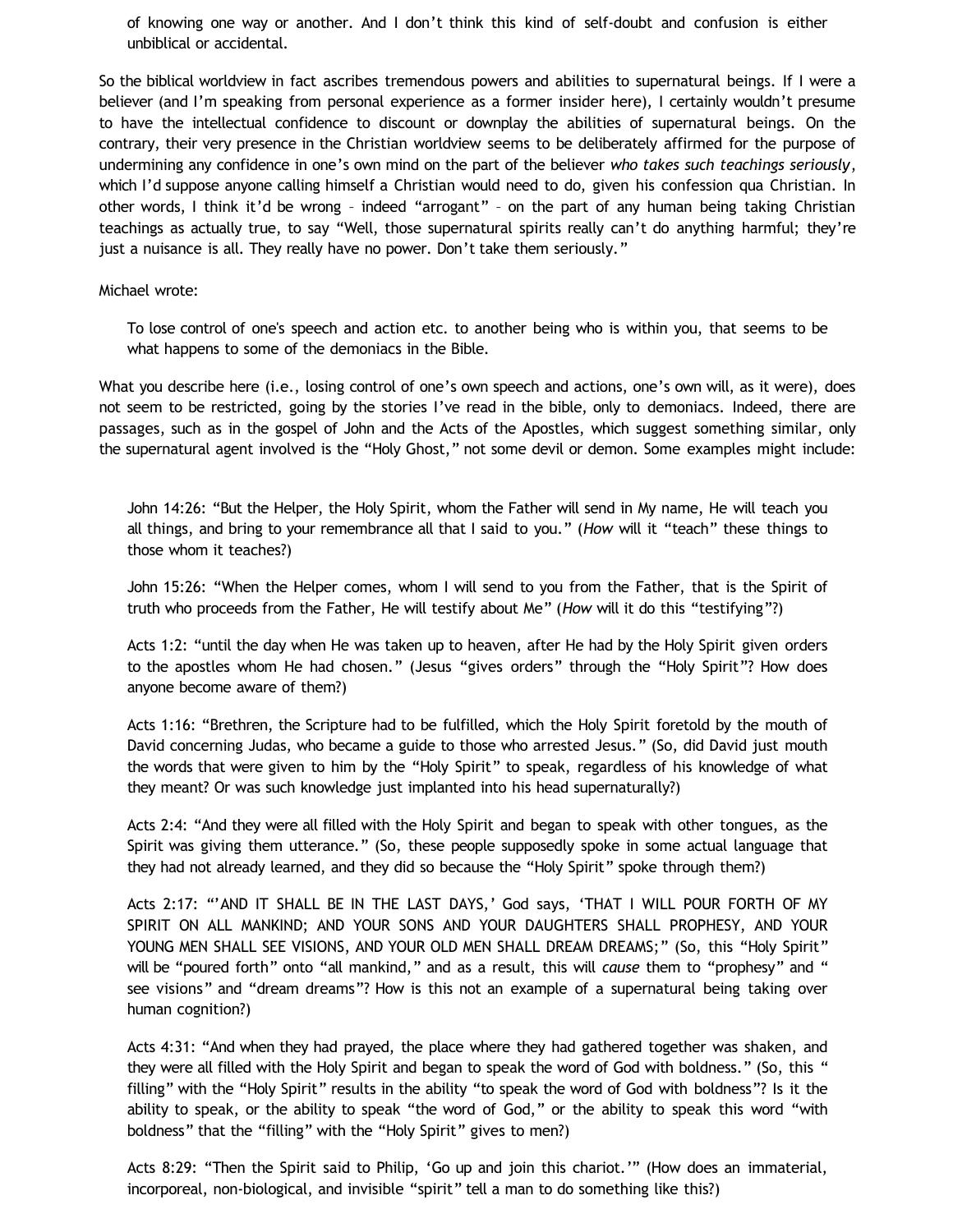> of knowing one way or another. And I don't think this kind of self-doubt and confusion is either unbiblical or accidental.

So the biblical worldview in fact ascribes tremendous powers and abilities to supernatural beings. If I were a believer (and I'm speaking from personal experience as a former insider here), I certainly wouldn't presume to have the intellectual confidence to discount or downplay the abilities of supernatural beings. On the contrary, their very presence in the Christian worldview seems to be deliberately affirmed for the purpose of undermining any confidence in one's own mind on the part of the believer *who takes such teachings seriously*, which I'd suppose anyone calling himself a Christian would need to do, given his confession qua Christian. In other words, I think it'd be wrong – indeed "arrogant" – on the part of any human being taking Christian teachings as actually true, to say "Well, those supernatural spirits really can't do anything harmful; they're just a nuisance is all. They really have no power. Don't take them seriously."

Michael wrote:

> To lose control of one's speech and action etc. to another being who is within you, that seems to be what happens to some of the demoniacs in the Bible.

What you describe here (i.e., losing control of one's own speech and actions, one's own will, as it were), does not seem to be restricted, going by the stories I've read in the bible, only to demoniacs. Indeed, there are passages, such as in the gospel of John and the Acts of the Apostles, which suggest something similar, only the supernatural agent involved is the "Holy Ghost," not some devil or demon. Some examples might include:

> John 14:26: "But the Helper, the Holy Spirit, whom the Father will send in My name, He will teach you all things, and bring to your remembrance all that I said to you." (*How* will it "teach" these things to those whom it teaches?)
>
> John 15:26: "When the Helper comes, whom I will send to you from the Father, that is the Spirit of truth who proceeds from the Father, He will testify about Me" (*How* will it do this "testifying"?)
>
> Acts 1:2: "until the day when He was taken up to heaven, after He had by the Holy Spirit given orders to the apostles whom He had chosen." (Jesus "gives orders" through the "Holy Spirit"? How does anyone become aware of them?)
>
> Acts 1:16: "Brethren, the Scripture had to be fulfilled, which the Holy Spirit foretold by the mouth of David concerning Judas, who became a guide to those who arrested Jesus." (So, did David just mouth the words that were given to him by the "Holy Spirit" to speak, regardless of his knowledge of what they meant? Or was such knowledge just implanted into his head supernaturally?)
>
> Acts 2:4: "And they were all filled with the Holy Spirit and began to speak with other tongues, as the Spirit was giving them utterance." (So, these people supposedly spoke in some actual language that they had not already learned, and they did so because the "Holy Spirit" spoke through them?)
>
> Acts 2:17: "'AND IT SHALL BE IN THE LAST DAYS,' God says, 'THAT I WILL POUR FORTH OF MY SPIRIT ON ALL MANKIND; AND YOUR SONS AND YOUR DAUGHTERS SHALL PROPHESY, AND YOUR YOUNG MEN SHALL SEE VISIONS, AND YOUR OLD MEN SHALL DREAM DREAMS;" (So, this "Holy Spirit" will be "poured forth" onto "all mankind," and as a result, this will *cause* them to "prophesy" and "see visions" and "dream dreams"? How is this not an example of a supernatural being taking over human cognition?)
>
> Acts 4:31: "And when they had prayed, the place where they had gathered together was shaken, and they were all filled with the Holy Spirit and began to speak the word of God with boldness." (So, this "filling" with the "Holy Spirit" results in the ability "to speak the word of God with boldness"? Is it the ability to speak, or the ability to speak "the word of God," or the ability to speak this word "with boldness" that the "filling" with the "Holy Spirit" gives to men?)
>
> Acts 8:29: "Then the Spirit said to Philip, 'Go up and join this chariot.'" (How does an immaterial, incorporeal, non-biological, and invisible "spirit" tell a man to do something like this?)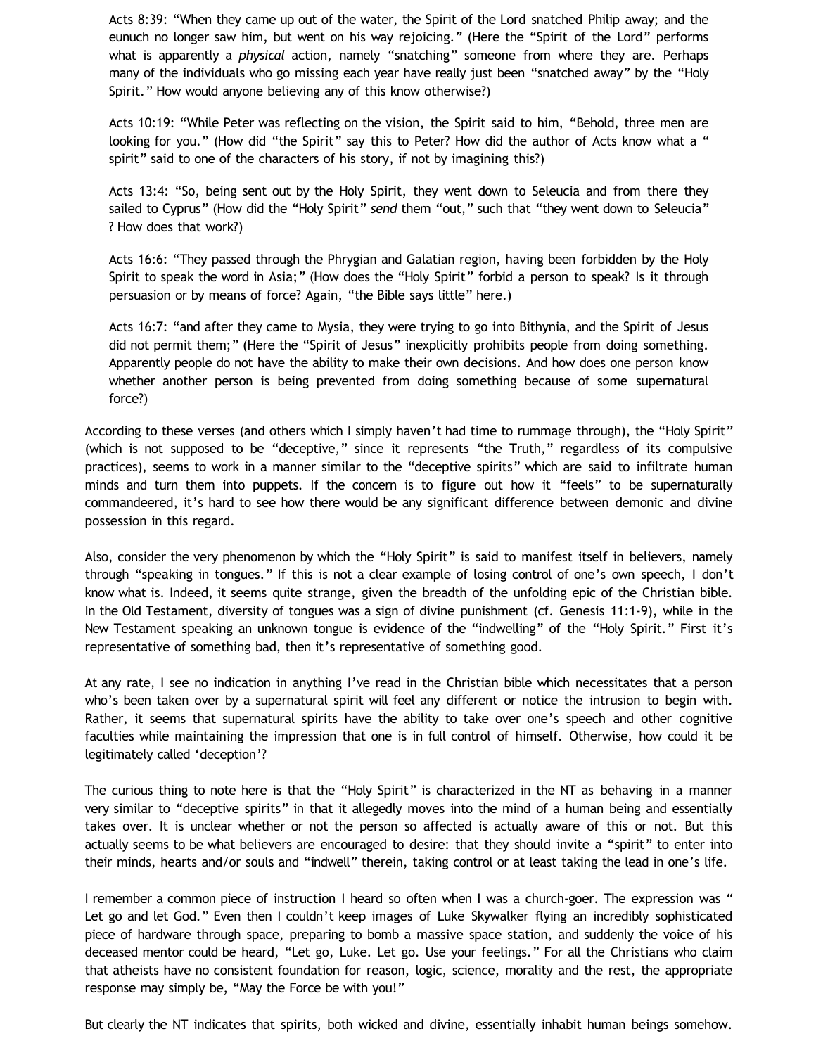> Acts 8:39: “When they came up out of the water, the Spirit of the Lord snatched Philip away; and the eunuch no longer saw him, but went on his way rejoicing.” (Here the “Spirit of the Lord” performs what is apparently a *physical* action, namely “snatching” someone from where they are. Perhaps many of the individuals who go missing each year have really just been “snatched away” by the “Holy Spirit.” How would anyone believing any of this know otherwise?)

> Acts 10:19: “While Peter was reflecting on the vision, the Spirit said to him, “Behold, three men are looking for you.” (How did “the Spirit” say this to Peter? How did the author of Acts know what a “ spirit” said to one of the characters of his story, if not by imagining this?)

> Acts 13:4: “So, being sent out by the Holy Spirit, they went down to Seleucia and from there they sailed to Cyprus” (How did the “Holy Spirit” *send* them “out,” such that “they went down to Seleucia” ? How does that work?)

> Acts 16:6: “They passed through the Phrygian and Galatian region, having been forbidden by the Holy Spirit to speak the word in Asia;” (How does the “Holy Spirit” forbid a person to speak? Is it through persuasion or by means of force? Again, “the Bible says little” here.)

> Acts 16:7: “and after they came to Mysia, they were trying to go into Bithynia, and the Spirit of Jesus did not permit them;” (Here the “Spirit of Jesus” inexplicitly prohibits people from doing something. Apparently people do not have the ability to make their own decisions. And how does one person know whether another person is being prevented from doing something because of some supernatural force?)

According to these verses (and others which I simply haven’t had time to rummage through), the “Holy Spirit” (which is not supposed to be “deceptive,” since it represents “the Truth,” regardless of its compulsive practices), seems to work in a manner similar to the “deceptive spirits” which are said to infiltrate human minds and turn them into puppets. If the concern is to figure out how it “feels” to be supernaturally commandeered, it’s hard to see how there would be any significant difference between demonic and divine possession in this regard.

Also, consider the very phenomenon by which the “Holy Spirit” is said to manifest itself in believers, namely through “speaking in tongues.” If this is not a clear example of losing control of one’s own speech, I don’t know what is. Indeed, it seems quite strange, given the breadth of the unfolding epic of the Christian bible. In the Old Testament, diversity of tongues was a sign of divine punishment (cf. Genesis 11:1-9), while in the New Testament speaking an unknown tongue is evidence of the “indwelling” of the “Holy Spirit.” First it’s representative of something bad, then it’s representative of something good.

At any rate, I see no indication in anything I’ve read in the Christian bible which necessitates that a person who’s been taken over by a supernatural spirit will feel any different or notice the intrusion to begin with. Rather, it seems that supernatural spirits have the ability to take over one’s speech and other cognitive faculties while maintaining the impression that one is in full control of himself. Otherwise, how could it be legitimately called ‘deception’?

The curious thing to note here is that the “Holy Spirit” is characterized in the NT as behaving in a manner very similar to “deceptive spirits” in that it allegedly moves into the mind of a human being and essentially takes over. It is unclear whether or not the person so affected is actually aware of this or not. But this actually seems to be what believers are encouraged to desire: that they should invite a “spirit” to enter into their minds, hearts and/or souls and “indwell” therein, taking control or at least taking the lead in one’s life.

I remember a common piece of instruction I heard so often when I was a church-goer. The expression was “ Let go and let God.” Even then I couldn’t keep images of Luke Skywalker flying an incredibly sophisticated piece of hardware through space, preparing to bomb a massive space station, and suddenly the voice of his deceased mentor could be heard, “Let go, Luke. Let go. Use your feelings.” For all the Christians who claim that atheists have no consistent foundation for reason, logic, science, morality and the rest, the appropriate response may simply be, “May the Force be with you!”

But clearly the NT indicates that spirits, both wicked and divine, essentially inhabit human beings somehow.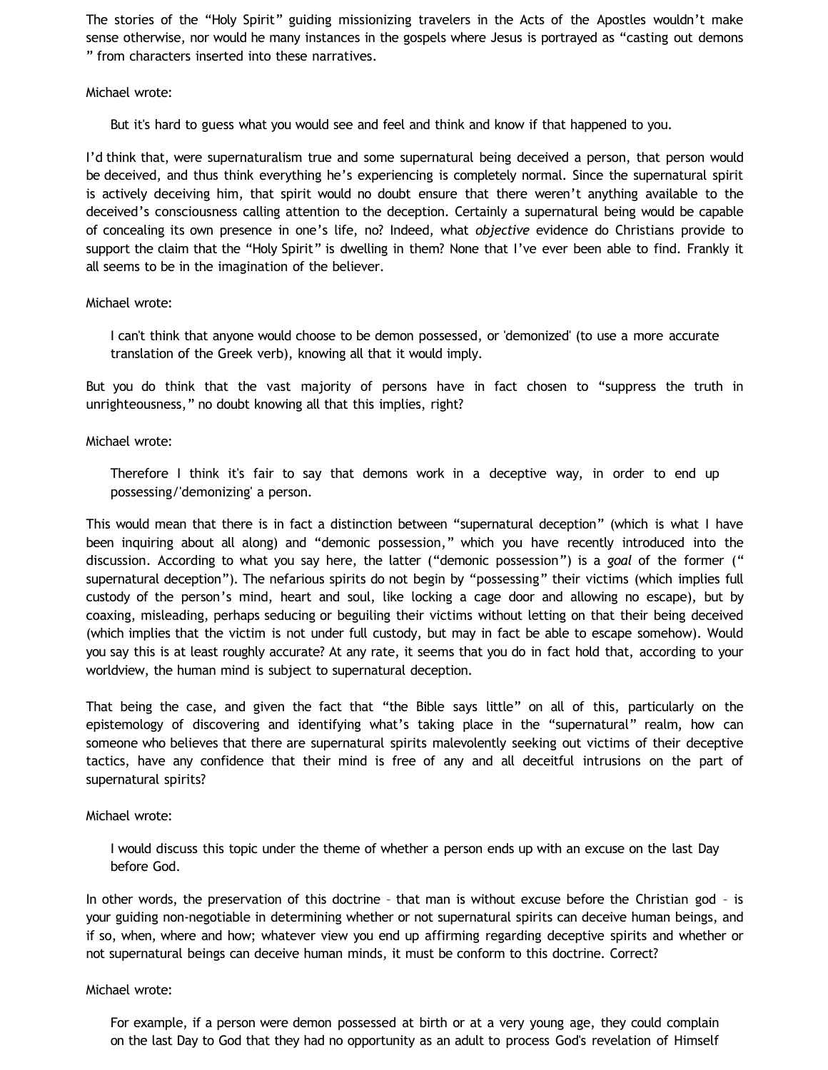The stories of the “Holy Spirit” guiding missionizing travelers in the Acts of the Apostles wouldn’t make sense otherwise, nor would he many instances in the gospels where Jesus is portrayed as “casting out demons ” from characters inserted into these narratives.

Michael wrote:

> But it's hard to guess what you would see and feel and think and know if that happened to you.

I’d think that, were supernaturalism true and some supernatural being deceived a person, that person would be deceived, and thus think everything he’s experiencing is completely normal. Since the supernatural spirit is actively deceiving him, that spirit would no doubt ensure that there weren’t anything available to the deceived’s consciousness calling attention to the deception. Certainly a supernatural being would be capable of concealing its own presence in one’s life, no? Indeed, what *objective* evidence do Christians provide to support the claim that the “Holy Spirit” is dwelling in them? None that I’ve ever been able to find. Frankly it all seems to be in the imagination of the believer.

Michael wrote:

> I can't think that anyone would choose to be demon possessed, or 'demonized' (to use a more accurate translation of the Greek verb), knowing all that it would imply.

But you do think that the vast majority of persons have in fact chosen to “suppress the truth in unrighteousness,” no doubt knowing all that this implies, right?

Michael wrote:

> Therefore I think it's fair to say that demons work in a deceptive way, in order to end up possessing/'demonizing' a person.

This would mean that there is in fact a distinction between “supernatural deception” (which is what I have been inquiring about all along) and “demonic possession,” which you have recently introduced into the discussion. According to what you say here, the latter (“demonic possession”) is a *goal* of the former (“ supernatural deception”). The nefarious spirits do not begin by “possessing” their victims (which implies full custody of the person’s mind, heart and soul, like locking a cage door and allowing no escape), but by coaxing, misleading, perhaps seducing or beguiling their victims without letting on that their being deceived (which implies that the victim is not under full custody, but may in fact be able to escape somehow). Would you say this is at least roughly accurate? At any rate, it seems that you do in fact hold that, according to your worldview, the human mind is subject to supernatural deception.

That being the case, and given the fact that “the Bible says little” on all of this, particularly on the epistemology of discovering and identifying what’s taking place in the “supernatural” realm, how can someone who believes that there are supernatural spirits malevolently seeking out victims of their deceptive tactics, have any confidence that their mind is free of any and all deceitful intrusions on the part of supernatural spirits?

Michael wrote:

> I would discuss this topic under the theme of whether a person ends up with an excuse on the last Day before God.

In other words, the preservation of this doctrine – that man is without excuse before the Christian god – is your guiding non-negotiable in determining whether or not supernatural spirits can deceive human beings, and if so, when, where and how; whatever view you end up affirming regarding deceptive spirits and whether or not supernatural beings can deceive human minds, it must be conform to this doctrine. Correct?

Michael wrote:

> For example, if a person were demon possessed at birth or at a very young age, they could complain on the last Day to God that they had no opportunity as an adult to process God's revelation of Himself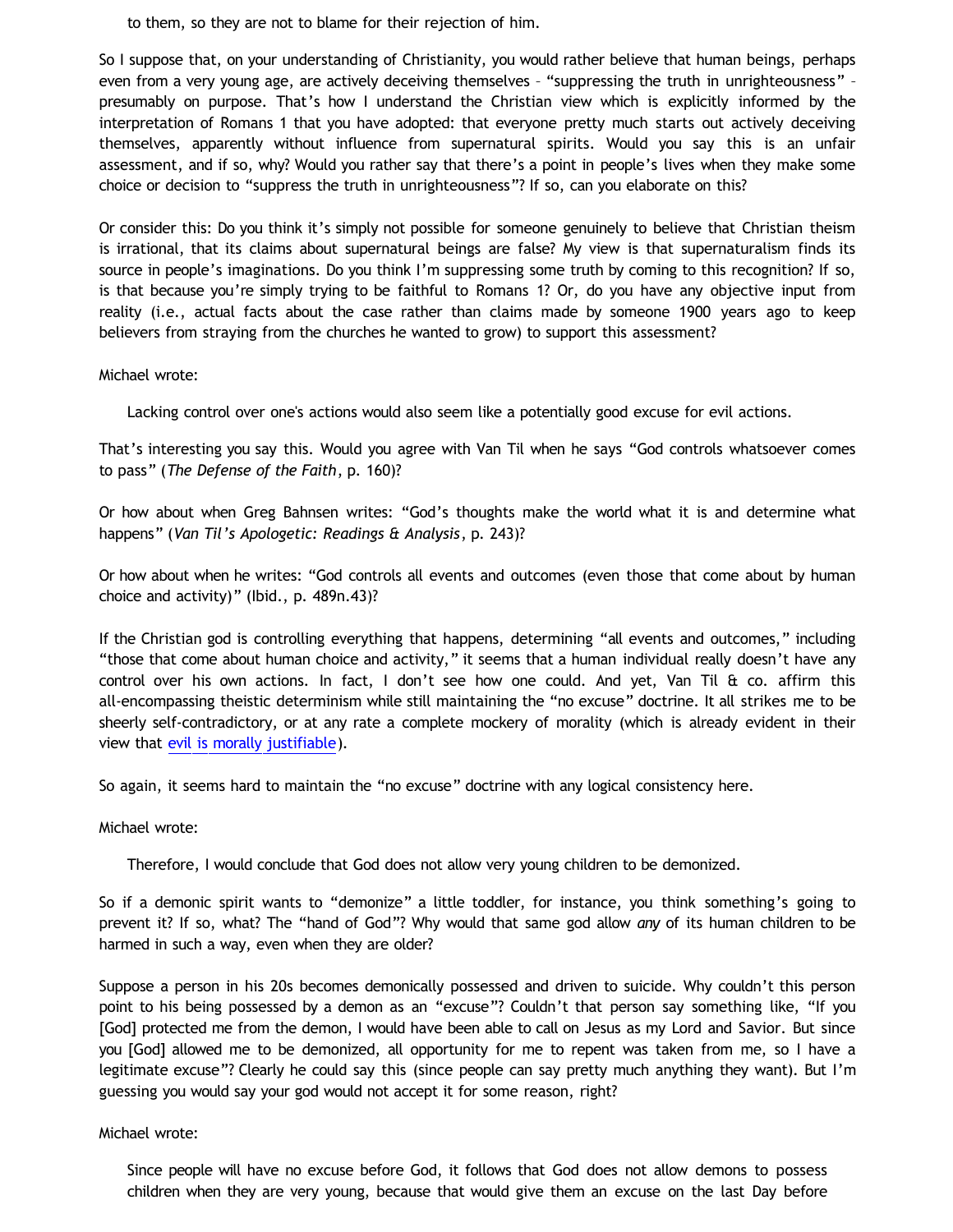> to them, so they are not to blame for their rejection of him.

So I suppose that, on your understanding of Christianity, you would rather believe that human beings, perhaps even from a very young age, are actively deceiving themselves – "suppressing the truth in unrighteousness" – presumably on purpose. That's how I understand the Christian view which is explicitly informed by the interpretation of Romans 1 that you have adopted: that everyone pretty much starts out actively deceiving themselves, apparently without influence from supernatural spirits. Would you say this is an unfair assessment, and if so, why? Would you rather say that there's a point in people's lives when they make some choice or decision to "suppress the truth in unrighteousness"? If so, can you elaborate on this?

Or consider this: Do you think it's simply not possible for someone genuinely to believe that Christian theism is irrational, that its claims about supernatural beings are false? My view is that supernaturalism finds its source in people's imaginations. Do you think I'm suppressing some truth by coming to this recognition? If so, is that because you're simply trying to be faithful to Romans 1? Or, do you have any objective input from reality (i.e., actual facts about the case rather than claims made by someone 1900 years ago to keep believers from straying from the churches he wanted to grow) to support this assessment?

Michael wrote:

> Lacking control over one's actions would also seem like a potentially good excuse for evil actions.

That's interesting you say this. Would you agree with Van Til when he says "God controls whatsoever comes to pass" (*The Defense of the Faith*, p. 160)?

Or how about when Greg Bahnsen writes: "God's thoughts make the world what it is and determine what happens" (*Van Til's Apologetic: Readings & Analysis*, p. 243)?

Or how about when he writes: "God controls all events and outcomes (even those that come about by human choice and activity)" (Ibid., p. 489n.43)?

If the Christian god is controlling everything that happens, determining "all events and outcomes," including "those that come about human choice and activity," it seems that a human individual really doesn't have any control over his own actions. In fact, I don't see how one could. And yet, Van Til & co. affirm this all-encompassing theistic determinism while still maintaining the "no excuse" doctrine. It all strikes me to be sheerly self-contradictory, or at any rate a complete mockery of morality (which is already evident in their view that evil is morally justifiable).

So again, it seems hard to maintain the "no excuse" doctrine with any logical consistency here.

Michael wrote:

> Therefore, I would conclude that God does not allow very young children to be demonized.

So if a demonic spirit wants to "demonize" a little toddler, for instance, you think something's going to prevent it? If so, what? The "hand of God"? Why would that same god allow *any* of its human children to be harmed in such a way, even when they are older?

Suppose a person in his 20s becomes demonically possessed and driven to suicide. Why couldn't this person point to his being possessed by a demon as an "excuse"? Couldn't that person say something like, "If you [God] protected me from the demon, I would have been able to call on Jesus as my Lord and Savior. But since you [God] allowed me to be demonized, all opportunity for me to repent was taken from me, so I have a legitimate excuse"? Clearly he could say this (since people can say pretty much anything they want). But I'm guessing you would say your god would not accept it for some reason, right?

Michael wrote:

> Since people will have no excuse before God, it follows that God does not allow demons to possess children when they are very young, because that would give them an excuse on the last Day before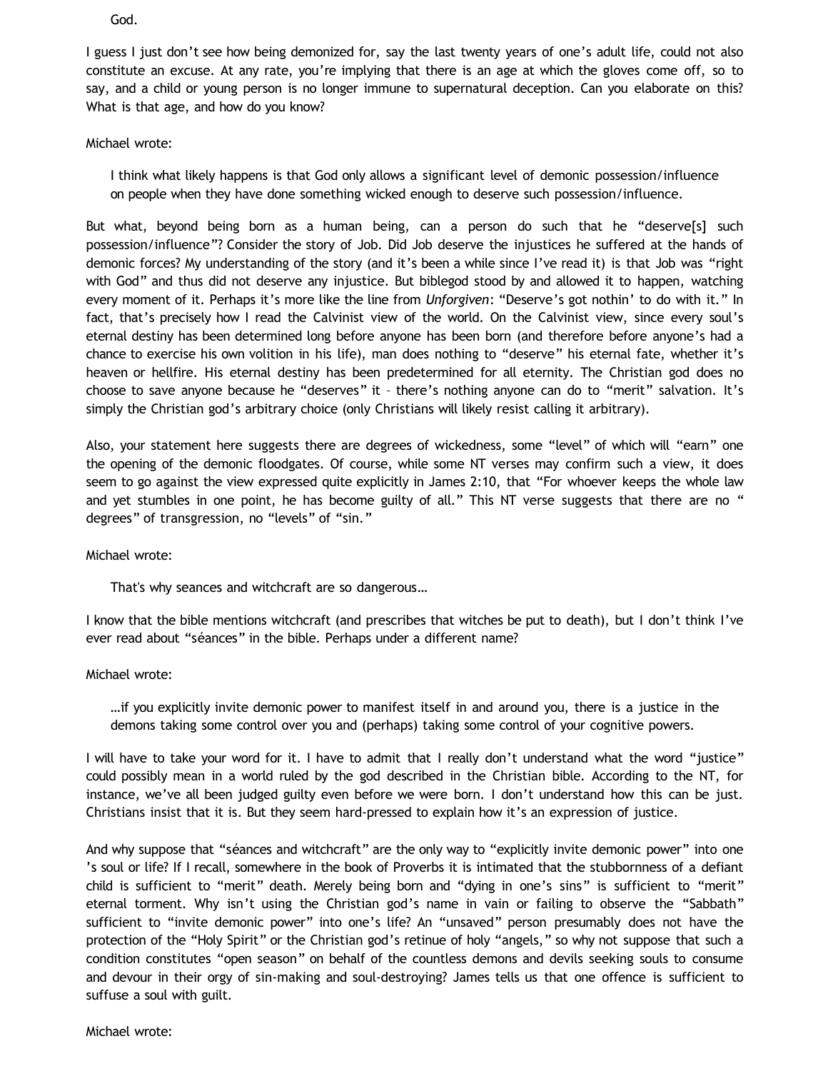> God.

I guess I just don't see how being demonized for, say the last twenty years of one's adult life, could not also constitute an excuse. At any rate, you're implying that there is an age at which the gloves come off, so to say, and a child or young person is no longer immune to supernatural deception. Can you elaborate on this? What is that age, and how do you know?

Michael wrote:

> I think what likely happens is that God only allows a significant level of demonic possession/influence on people when they have done something wicked enough to deserve such possession/influence.

But what, beyond being born as a human being, can a person do such that he "deserve[s] such possession/influence"? Consider the story of Job. Did Job deserve the injustices he suffered at the hands of demonic forces? My understanding of the story (and it's been a while since I've read it) is that Job was "right with God" and thus did not deserve any injustice. But biblegod stood by and allowed it to happen, watching every moment of it. Perhaps it's more like the line from *Unforgiven*: "Deserve's got nothin' to do with it." In fact, that's precisely how I read the Calvinist view of the world. On the Calvinist view, since every soul's eternal destiny has been determined long before anyone has been born (and therefore before anyone's had a chance to exercise his own volition in his life), man does nothing to "deserve" his eternal fate, whether it's heaven or hellfire. His eternal destiny has been predetermined for all eternity. The Christian god does no choose to save anyone because he "deserves" it – there's nothing anyone can do to "merit" salvation. It's simply the Christian god's arbitrary choice (only Christians will likely resist calling it arbitrary).

Also, your statement here suggests there are degrees of wickedness, some "level" of which will "earn" one the opening of the demonic floodgates. Of course, while some NT verses may confirm such a view, it does seem to go against the view expressed quite explicitly in James 2:10, that "For whoever keeps the whole law and yet stumbles in one point, he has become guilty of all." This NT verse suggests that there are no " degrees" of transgression, no "levels" of "sin."

Michael wrote:

> That's why seances and witchcraft are so dangerous…

I know that the bible mentions witchcraft (and prescribes that witches be put to death), but I don't think I've ever read about "séances" in the bible. Perhaps under a different name?

Michael wrote:

> …if you explicitly invite demonic power to manifest itself in and around you, there is a justice in the demons taking some control over you and (perhaps) taking some control of your cognitive powers.

I will have to take your word for it. I have to admit that I really don't understand what the word "justice" could possibly mean in a world ruled by the god described in the Christian bible. According to the NT, for instance, we've all been judged guilty even before we were born. I don't understand how this can be just. Christians insist that it is. But they seem hard-pressed to explain how it's an expression of justice.

And why suppose that "séances and witchcraft" are the only way to "explicitly invite demonic power" into one 's soul or life? If I recall, somewhere in the book of Proverbs it is intimated that the stubbornness of a defiant child is sufficient to "merit" death. Merely being born and "dying in one's sins" is sufficient to "merit" eternal torment. Why isn't using the Christian god's name in vain or failing to observe the "Sabbath" sufficient to "invite demonic power" into one's life? An "unsaved" person presumably does not have the protection of the "Holy Spirit" or the Christian god's retinue of holy "angels," so why not suppose that such a condition constitutes "open season" on behalf of the countless demons and devils seeking souls to consume and devour in their orgy of sin-making and soul-destroying? James tells us that one offence is sufficient to suffuse a soul with guilt.

Michael wrote: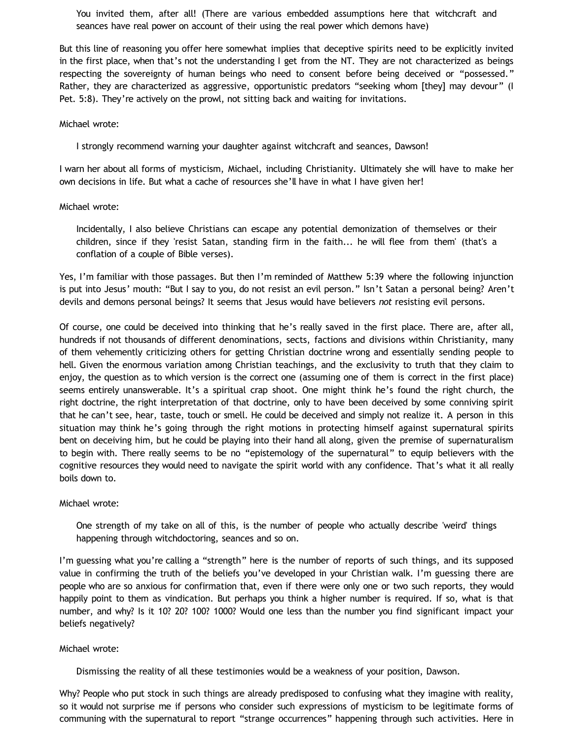> You invited them, after all! (There are various embedded assumptions here that witchcraft and seances have real power on account of their using the real power which demons have)

But this line of reasoning you offer here somewhat implies that deceptive spirits need to be explicitly invited in the first place, when that's not the understanding I get from the NT. They are not characterized as beings respecting the sovereignty of human beings who need to consent before being deceived or "possessed." Rather, they are characterized as aggressive, opportunistic predators "seeking whom [they] may devour" (I Pet. 5:8). They're actively on the prowl, not sitting back and waiting for invitations.

Michael wrote:

> I strongly recommend warning your daughter against witchcraft and seances, Dawson!

I warn her about all forms of mysticism, Michael, including Christianity. Ultimately she will have to make her own decisions in life. But what a cache of resources she'll have in what I have given her!

Michael wrote:

> Incidentally, I also believe Christians can escape any potential demonization of themselves or their children, since if they 'resist Satan, standing firm in the faith... he will flee from them' (that's a conflation of a couple of Bible verses).

Yes, I'm familiar with those passages. But then I'm reminded of Matthew 5:39 where the following injunction is put into Jesus' mouth: "But I say to you, do not resist an evil person." Isn't Satan a personal being? Aren't devils and demons personal beings? It seems that Jesus would have believers *not* resisting evil persons.

Of course, one could be deceived into thinking that he's really saved in the first place. There are, after all, hundreds if not thousands of different denominations, sects, factions and divisions within Christianity, many of them vehemently criticizing others for getting Christian doctrine wrong and essentially sending people to hell. Given the enormous variation among Christian teachings, and the exclusivity to truth that they claim to enjoy, the question as to which version is the correct one (assuming one of them is correct in the first place) seems entirely unanswerable. It's a spiritual crap shoot. One might think he's found the right church, the right doctrine, the right interpretation of that doctrine, only to have been deceived by some conniving spirit that he can't see, hear, taste, touch or smell. He could be deceived and simply not realize it. A person in this situation may think he's going through the right motions in protecting himself against supernatural spirits bent on deceiving him, but he could be playing into their hand all along, given the premise of supernaturalism to begin with. There really seems to be no "epistemology of the supernatural" to equip believers with the cognitive resources they would need to navigate the spirit world with any confidence. That's what it all really boils down to.

Michael wrote:

> One strength of my take on all of this, is the number of people who actually describe 'weird' things happening through witchdoctoring, seances and so on.

I'm guessing what you're calling a "strength" here is the number of reports of such things, and its supposed value in confirming the truth of the beliefs you've developed in your Christian walk. I'm guessing there are people who are so anxious for confirmation that, even if there were only one or two such reports, they would happily point to them as vindication. But perhaps you think a higher number is required. If so, what is that number, and why? Is it 10? 20? 100? 1000? Would one less than the number you find significant impact your beliefs negatively?

Michael wrote:

> Dismissing the reality of all these testimonies would be a weakness of your position, Dawson.

Why? People who put stock in such things are already predisposed to confusing what they imagine with reality, so it would not surprise me if persons who consider such expressions of mysticism to be legitimate forms of communing with the supernatural to report "strange occurrences" happening through such activities. Here in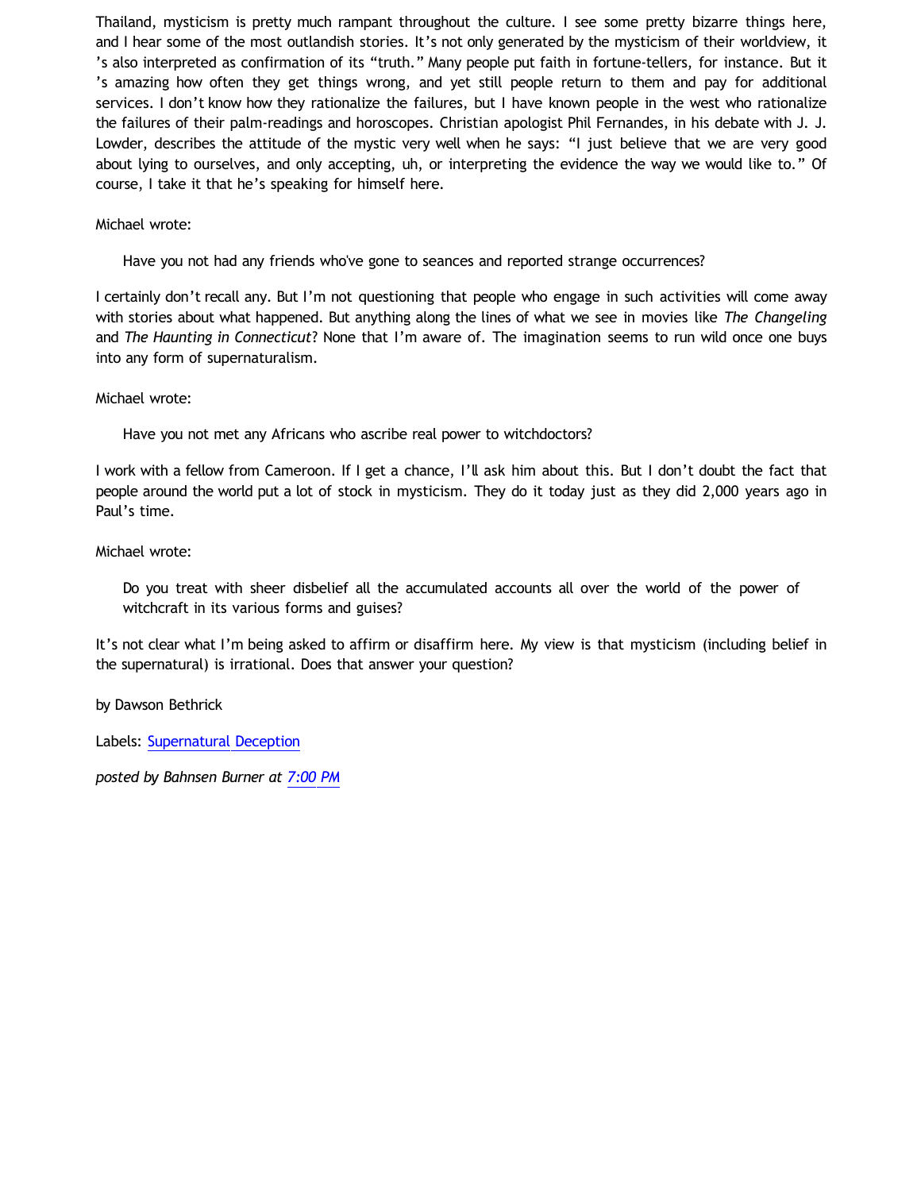Thailand, mysticism is pretty much rampant throughout the culture. I see some pretty bizarre things here, and I hear some of the most outlandish stories. It's not only generated by the mysticism of their worldview, it's also interpreted as confirmation of its "truth." Many people put faith in fortune-tellers, for instance. But it's amazing how often they get things wrong, and yet still people return to them and pay for additional services. I don't know how they rationalize the failures, but I have known people in the west who rationalize the failures of their palm-readings and horoscopes. Christian apologist Phil Fernandes, in his debate with J. J. Lowder, describes the attitude of the mystic very well when he says: "I just believe that we are very good about lying to ourselves, and only accepting, uh, or interpreting the evidence the way we would like to." Of course, I take it that he's speaking for himself here.

Michael wrote:

> Have you not had any friends who've gone to seances and reported strange occurrences?

I certainly don't recall any. But I'm not questioning that people who engage in such activities will come away with stories about what happened. But anything along the lines of what we see in movies like *The Changeling* and *The Haunting in Connecticut*? None that I'm aware of. The imagination seems to run wild once one buys into any form of supernaturalism.

Michael wrote:

> Have you not met any Africans who ascribe real power to witchdoctors?

I work with a fellow from Cameroon. If I get a chance, I'll ask him about this. But I don't doubt the fact that people around the world put a lot of stock in mysticism. They do it today just as they did 2,000 years ago in Paul's time.

Michael wrote:

> Do you treat with sheer disbelief all the accumulated accounts all over the world of the power of witchcraft in its various forms and guises?

It's not clear what I'm being asked to affirm or disaffirm here. My view is that mysticism (including belief in the supernatural) is irrational. Does that answer your question?

by Dawson Bethrick

Labels: Supernatural Deception

*posted by Bahnsen Burner at 7:00 PM*